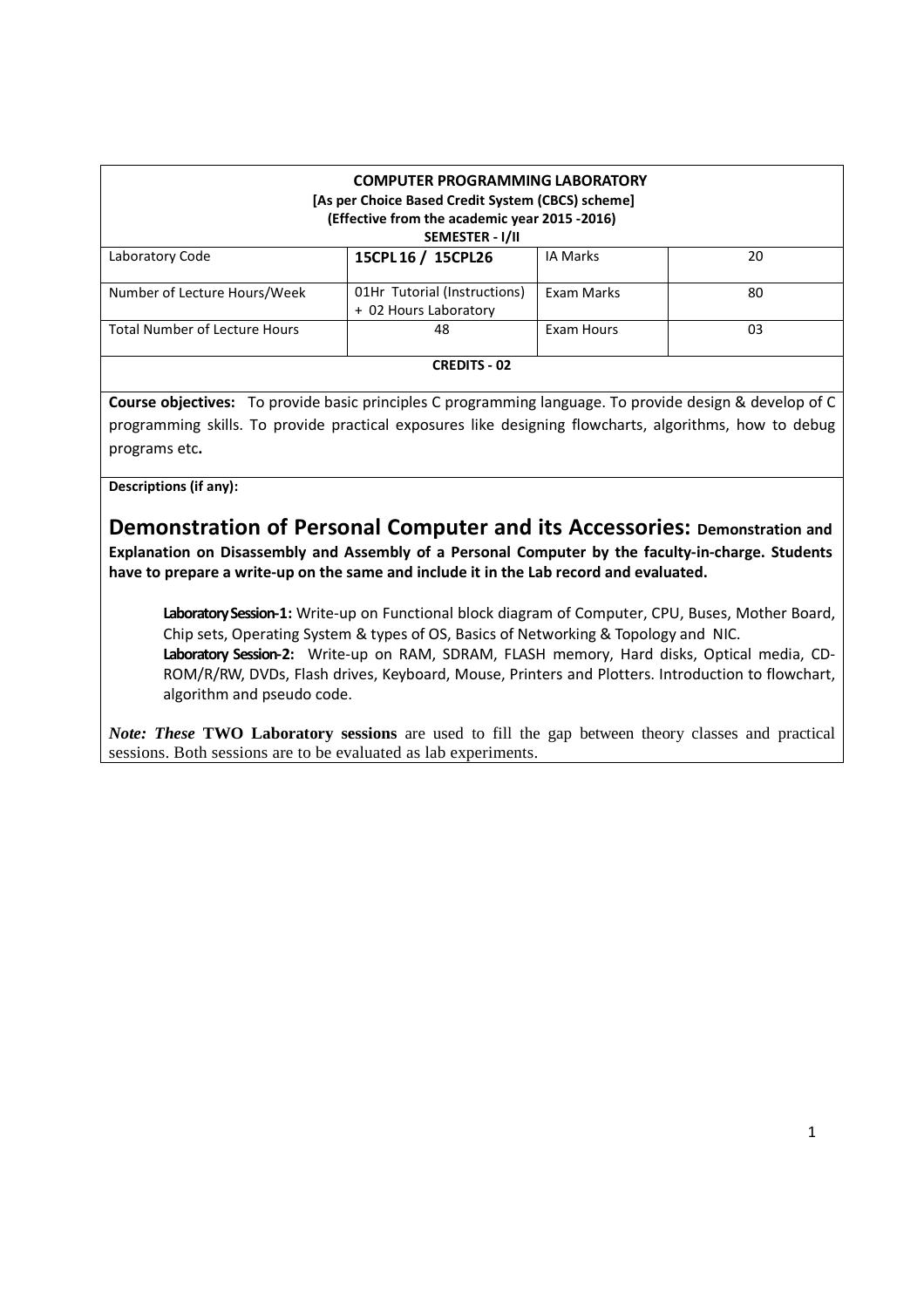**COMPUTER PROGRAMMING LABORATORY**
**[As per Choice Based Credit System (CBCS) scheme]**
**(Effective from the academic year 2015 -2016)**
**SEMESTER - I/II**

| Laboratory Code | 15CPL16 / 15CPL26 | IA Marks | 20 |
|---|---|---|---|
| Number of Lecture Hours/Week | 01Hr Tutorial (Instructions) + 02 Hours Laboratory | Exam Marks | 80 |
| Total Number of Lecture Hours | 48 | Exam Hours | 03 |

**CREDITS - 02**

**Course objectives:** To provide basic principles C programming language. To provide design & develop of C programming skills. To provide practical exposures like designing flowcharts, algorithms, how to debug programs etc**.**

**Descriptions (if any):**

## Demonstration of Personal Computer and its Accessories: Demonstration and Explanation on Disassembly and Assembly of a Personal Computer by the faculty-in-charge. Students have to prepare a write-up on the same and include it in the Lab record and evaluated.

**Laboratory Session-1:** Write-up on Functional block diagram of Computer, CPU, Buses, Mother Board, Chip sets, Operating System & types of OS, Basics of Networking & Topology and NIC.
**Laboratory Session-2:** Write-up on RAM, SDRAM, FLASH memory, Hard disks, Optical media, CD-ROM/R/RW, DVDs, Flash drives, Keyboard, Mouse, Printers and Plotters. Introduction to flowchart, algorithm and pseudo code.

***Note: These*** **TWO Laboratory sessions** are used to fill the gap between theory classes and practical sessions. Both sessions are to be evaluated as lab experiments.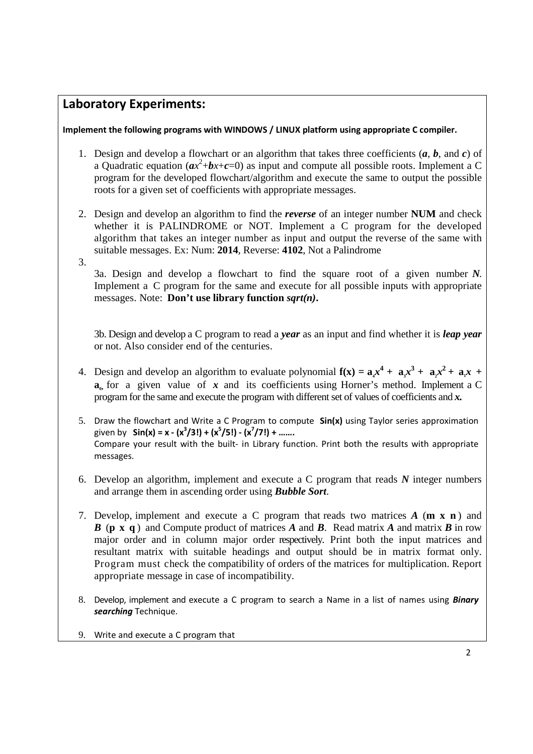## Laboratory Experiments:

**Implement the following programs with WINDOWS / LINUX platform using appropriate C compiler.**

1. Design and develop a flowchart or an algorithm that takes three coefficients (***a***, ***b***, and ***c***) of a Quadratic equation ($ax^2+bx+c=0$) as input and compute all possible roots. Implement a C program for the developed flowchart/algorithm and execute the same to output the possible roots for a given set of coefficients with appropriate messages.

2. Design and develop an algorithm to find the ***reverse*** of an integer number **NUM** and check whether it is PALINDROME or NOT. Implement a C program for the developed algorithm that takes an integer number as input and output the reverse of the same with suitable messages. Ex: Num: **2014**, Reverse: **4102**, Not a Palindrome

3. 

   3a. Design and develop a flowchart to find the square root of a given number ***N***. Implement a C program for the same and execute for all possible inputs with appropriate messages. Note: **Don't use library function *sqrt(n)*.**

   3b. Design and develop a C program to read a ***year*** as an input and find whether it is ***leap year*** or not. Also consider end of the centuries.

4. Design and develop an algorithm to evaluate polynomial $\mathbf{f(x)} = \mathbf{a_4}x^4 + \mathbf{a_3}x^3 + \mathbf{a_2}x^2 + \mathbf{a_1}x + \mathbf{a_0}$, for a given value of $x$ and its coefficients using Horner's method. Implement a C program for the same and execute the program with different set of values of coefficients and ***x***.

5. Draw the flowchart and Write a C Program to compute **Sin(x)** using Taylor series approximation given by **Sin(x) = x - (x^3/3!) + (x^5/5!) - (x^7/7!) + …….** ($\sin(x) = x - (x^3/3!) + (x^5/5!) - (x^7/7!) + \ldots$)
   Compare your result with the built- in Library function. Print both the results with appropriate messages.

6. Develop an algorithm, implement and execute a C program that reads ***N*** integer numbers and arrange them in ascending order using ***Bubble Sort***.

7. Develop, implement and execute a C program that reads two matrices ***A*** (**m x n**) and ***B*** (**p x q**) and Compute product of matrices ***A*** and ***B***. Read matrix ***A*** and matrix ***B*** in row major order and in column major order respectively. Print both the input matrices and resultant matrix with suitable headings and output should be in matrix format only. Program must check the compatibility of orders of the matrices for multiplication. Report appropriate message in case of incompatibility.

8. Develop, implement and execute a C program to search a Name in a list of names using ***Binary searching*** Technique.

9. Write and execute a C program that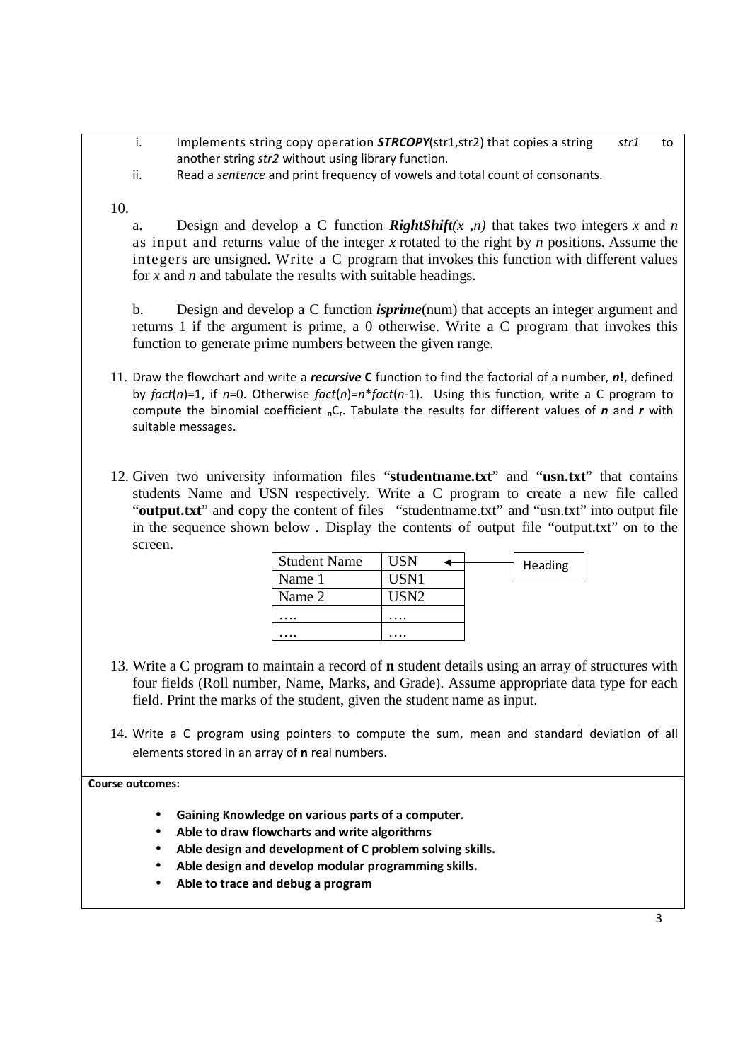i. Implements string copy operation ***STRCOPY***(str1,str2) that copies a string *str1* to another string *str2* without using library function.

ii. Read a *sentence* and print frequency of vowels and total count of consonants.

10.

a. Design and develop a C function ***RightShift****(x ,n)* that takes two integers *x* and *n* as input and returns value of the integer *x* rotated to the right by *n* positions. Assume the integers are unsigned. Write a C program that invokes this function with different values for *x* and *n* and tabulate the results with suitable headings.

b. Design and develop a C function ***isprime***(num) that accepts an integer argument and returns 1 if the argument is prime, a 0 otherwise. Write a C program that invokes this function to generate prime numbers between the given range.

11. Draw the flowchart and write a ***recursive* C** function to find the factorial of a number, ***n!***, defined by *fact*(*n*)=1, if *n*=0. Otherwise *fact*(*n*)=*n*\**fact*(*n*-1). Using this function, write a C program to compute the binomial coefficient ${}_{n}C_{r}$. Tabulate the results for different values of ***n*** and ***r*** with suitable messages.

12. Given two university information files "**studentname.txt**" and "**usn.txt**" that contains students Name and USN respectively. Write a C program to create a new file called "**output.txt**" and copy the content of files "studentname.txt" and "usn.txt" into output file in the sequence shown below . Display the contents of output file "output.txt" on to the screen.

| Student Name | USN |
|---|---|
| Name 1 | USN1 |
| Name 2 | USN2 |
| …. | …. |
| …. | …. |

Heading

13. Write a C program to maintain a record of **n** student details using an array of structures with four fields (Roll number, Name, Marks, and Grade). Assume appropriate data type for each field. Print the marks of the student, given the student name as input.

14. Write a C program using pointers to compute the sum, mean and standard deviation of all elements stored in an array of **n** real numbers.

**Course outcomes:**

- **Gaining Knowledge on various parts of a computer.**
- **Able to draw flowcharts and write algorithms**
- **Able design and development of C problem solving skills.**
- **Able design and develop modular programming skills.**
- **Able to trace and debug a program**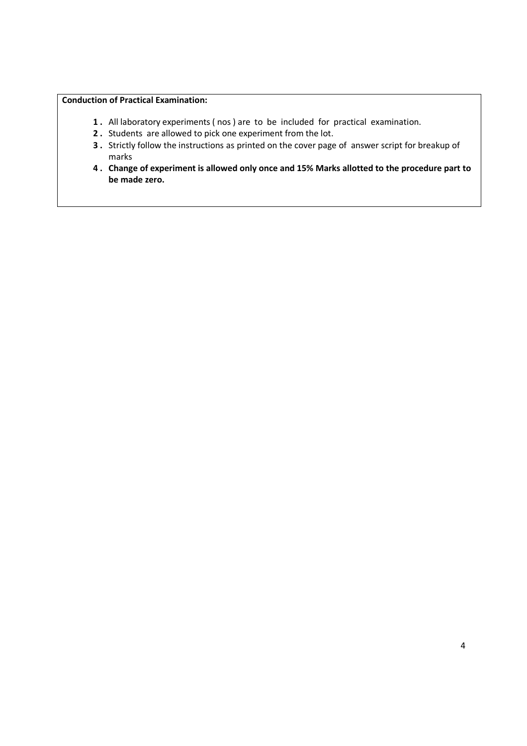**Conduction of Practical Examination:**

1. All laboratory experiments ( nos ) are to be included for practical examination.
2. Students are allowed to pick one experiment from the lot.
3. Strictly follow the instructions as printed on the cover page of answer script for breakup of marks
4. **Change of experiment is allowed only once and 15% Marks allotted to the procedure part to be made zero.**